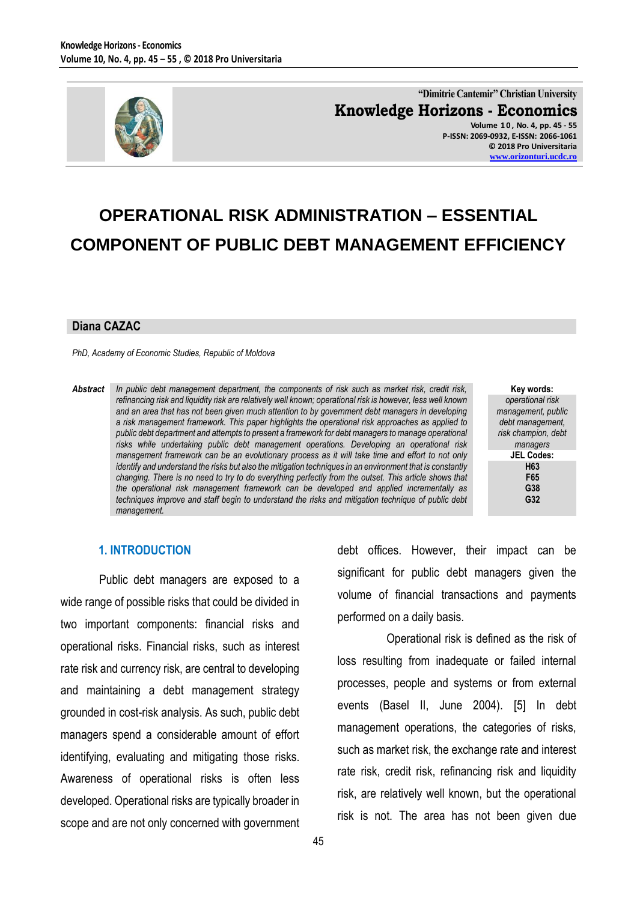"Dimitrie Cantemir" Christian University

**Knowledge Horizons - Economics**

Volume 10, No. 4, pp. 45 - 55
P-ISSN: 2069-0932, E-ISSN: 2066-1061
© 2018 Pro Universitaria
www.orizonturi.ucdc.ro

# OPERATIONAL RISK ADMINISTRATION – ESSENTIAL COMPONENT OF PUBLIC DEBT MANAGEMENT EFFICIENCY

**Diana CAZAC**

*PhD, Academy of Economic Studies, Republic of Moldova*

***Abstract*** *In public debt management department, the components of risk such as market risk, credit risk, refinancing risk and liquidity risk are relatively well known; operational risk is however, less well known and an area that has not been given much attention to by government debt managers in developing a risk management framework. This paper highlights the operational risk approaches as applied to public debt department and attempts to present a framework for debt managers to manage operational risks while undertaking public debt management operations. Developing an operational risk management framework can be an evolutionary process as it will take time and effort to not only identify and understand the risks but also the mitigation techniques in an environment that is constantly changing. There is no need to try to do everything perfectly from the outset. This article shows that the operational risk management framework can be developed and applied incrementally as techniques improve and staff begin to understand the risks and mitigation technique of public debt management.*

**Key words:** *operational risk management, public debt management, risk champion, debt managers*

**JEL Codes:** **H63**, **F65**, **G38**, **G32**

## 1. INTRODUCTION

Public debt managers are exposed to a wide range of possible risks that could be divided in two important components: financial risks and operational risks. Financial risks, such as interest rate risk and currency risk, are central to developing and maintaining a debt management strategy grounded in cost-risk analysis. As such, public debt managers spend a considerable amount of effort identifying, evaluating and mitigating those risks. Awareness of operational risks is often less developed. Operational risks are typically broader in scope and are not only concerned with government debt offices. However, their impact can be significant for public debt managers given the volume of financial transactions and payments performed on a daily basis.

Operational risk is defined as the risk of loss resulting from inadequate or failed internal processes, people and systems or from external events (Basel II, June 2004). [5] In debt management operations, the categories of risks, such as market risk, the exchange rate and interest rate risk, credit risk, refinancing risk and liquidity risk, are relatively well known, but the operational risk is not. The area has not been given due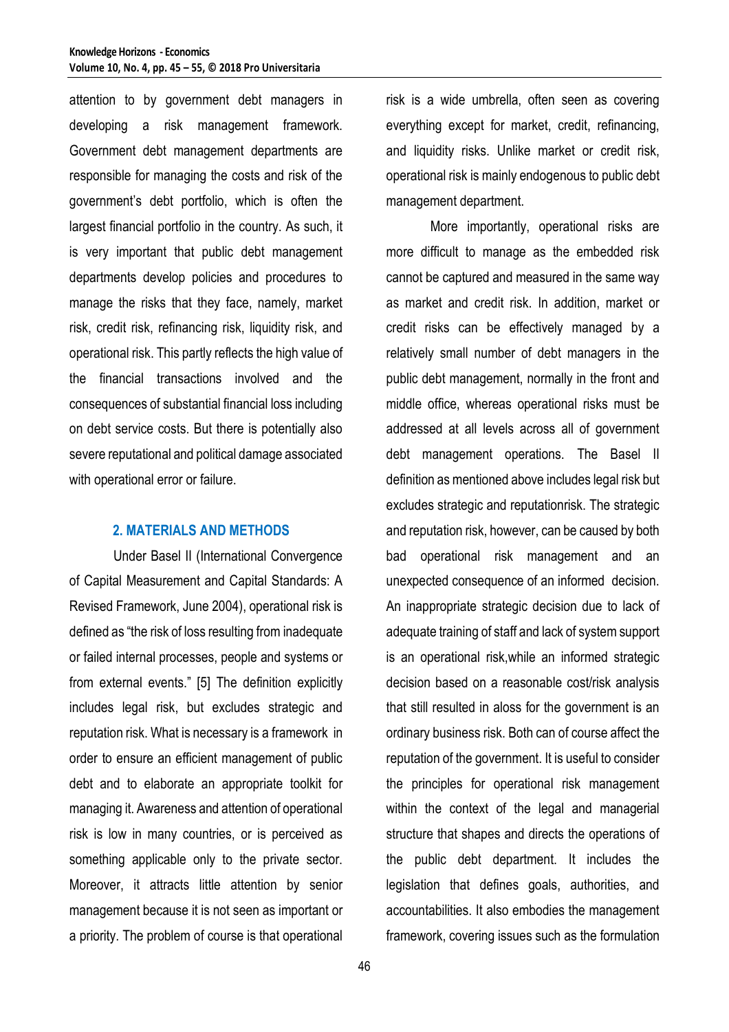attention to by government debt managers in developing a risk management framework. Government debt management departments are responsible for managing the costs and risk of the government's debt portfolio, which is often the largest financial portfolio in the country. As such, it is very important that public debt management departments develop policies and procedures to manage the risks that they face, namely, market risk, credit risk, refinancing risk, liquidity risk, and operational risk. This partly reflects the high value of the financial transactions involved and the consequences of substantial financial loss including on debt service costs. But there is potentially also severe reputational and political damage associated with operational error or failure.

## 2. MATERIALS AND METHODS

Under Basel II (International Convergence of Capital Measurement and Capital Standards: A Revised Framework, June 2004), operational risk is defined as "the risk of loss resulting from inadequate or failed internal processes, people and systems or from external events." [5] The definition explicitly includes legal risk, but excludes strategic and reputation risk. What is necessary is a framework in order to ensure an efficient management of public debt and to elaborate an appropriate toolkit for managing it. Awareness and attention of operational risk is low in many countries, or is perceived as something applicable only to the private sector. Moreover, it attracts little attention by senior management because it is not seen as important or a priority. The problem of course is that operational risk is a wide umbrella, often seen as covering everything except for market, credit, refinancing, and liquidity risks. Unlike market or credit risk, operational risk is mainly endogenous to public debt management department.

More importantly, operational risks are more difficult to manage as the embedded risk cannot be captured and measured in the same way as market and credit risk. In addition, market or credit risks can be effectively managed by a relatively small number of debt managers in the public debt management, normally in the front and middle office, whereas operational risks must be addressed at all levels across all of government debt management operations. The Basel II definition as mentioned above includes legal risk but excludes strategic and reputationrisk. The strategic and reputation risk, however, can be caused by both bad operational risk management and an unexpected consequence of an informed decision. An inappropriate strategic decision due to lack of adequate training of staff and lack of system support is an operational risk,while an informed strategic decision based on a reasonable cost/risk analysis that still resulted in aloss for the government is an ordinary business risk. Both can of course affect the reputation of the government. It is useful to consider the principles for operational risk management within the context of the legal and managerial structure that shapes and directs the operations of the public debt department. It includes the legislation that defines goals, authorities, and accountabilities. It also embodies the management framework, covering issues such as the formulation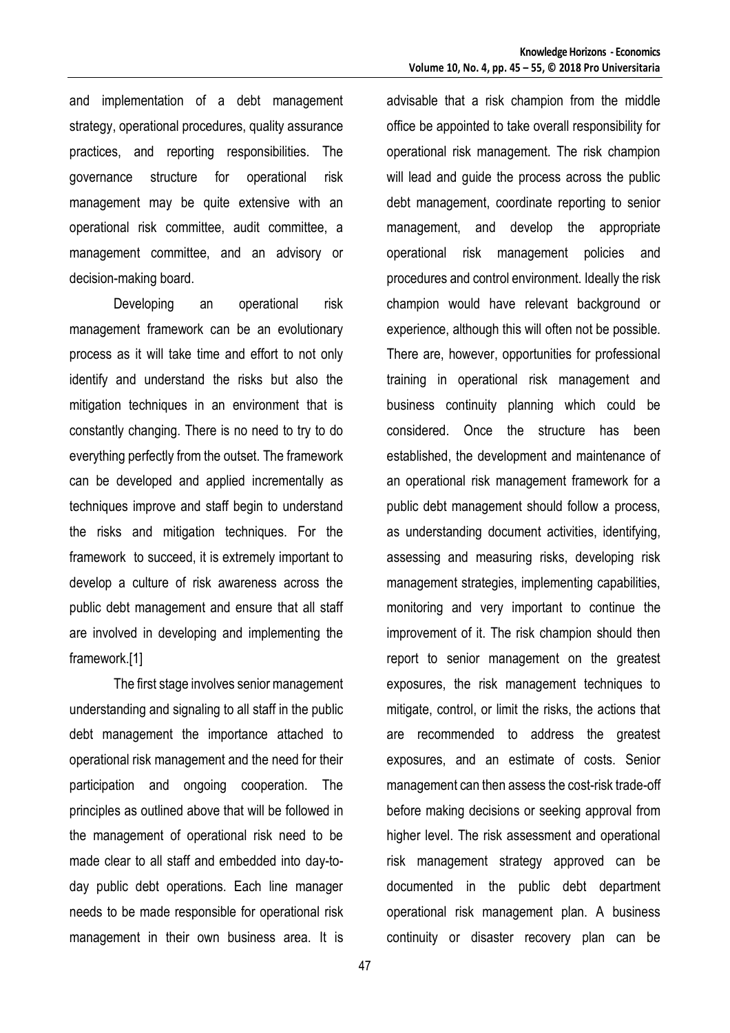and implementation of a debt management strategy, operational procedures, quality assurance practices, and reporting responsibilities. The governance structure for operational risk management may be quite extensive with an operational risk committee, audit committee, a management committee, and an advisory or decision-making board.

Developing an operational risk management framework can be an evolutionary process as it will take time and effort to not only identify and understand the risks but also the mitigation techniques in an environment that is constantly changing. There is no need to try to do everything perfectly from the outset. The framework can be developed and applied incrementally as techniques improve and staff begin to understand the risks and mitigation techniques. For the framework to succeed, it is extremely important to develop a culture of risk awareness across the public debt management and ensure that all staff are involved in developing and implementing the framework.[1]

The first stage involves senior management understanding and signaling to all staff in the public debt management the importance attached to operational risk management and the need for their participation and ongoing cooperation. The principles as outlined above that will be followed in the management of operational risk need to be made clear to all staff and embedded into day-to-day public debt operations. Each line manager needs to be made responsible for operational risk management in their own business area. It is advisable that a risk champion from the middle office be appointed to take overall responsibility for operational risk management. The risk champion will lead and guide the process across the public debt management, coordinate reporting to senior management, and develop the appropriate operational risk management policies and procedures and control environment. Ideally the risk champion would have relevant background or experience, although this will often not be possible. There are, however, opportunities for professional training in operational risk management and business continuity planning which could be considered. Once the structure has been established, the development and maintenance of an operational risk management framework for a public debt management should follow a process, as understanding document activities, identifying, assessing and measuring risks, developing risk management strategies, implementing capabilities, monitoring and very important to continue the improvement of it. The risk champion should then report to senior management on the greatest exposures, the risk management techniques to mitigate, control, or limit the risks, the actions that are recommended to address the greatest exposures, and an estimate of costs. Senior management can then assess the cost-risk trade-off before making decisions or seeking approval from higher level. The risk assessment and operational risk management strategy approved can be documented in the public debt department operational risk management plan. A business continuity or disaster recovery plan can be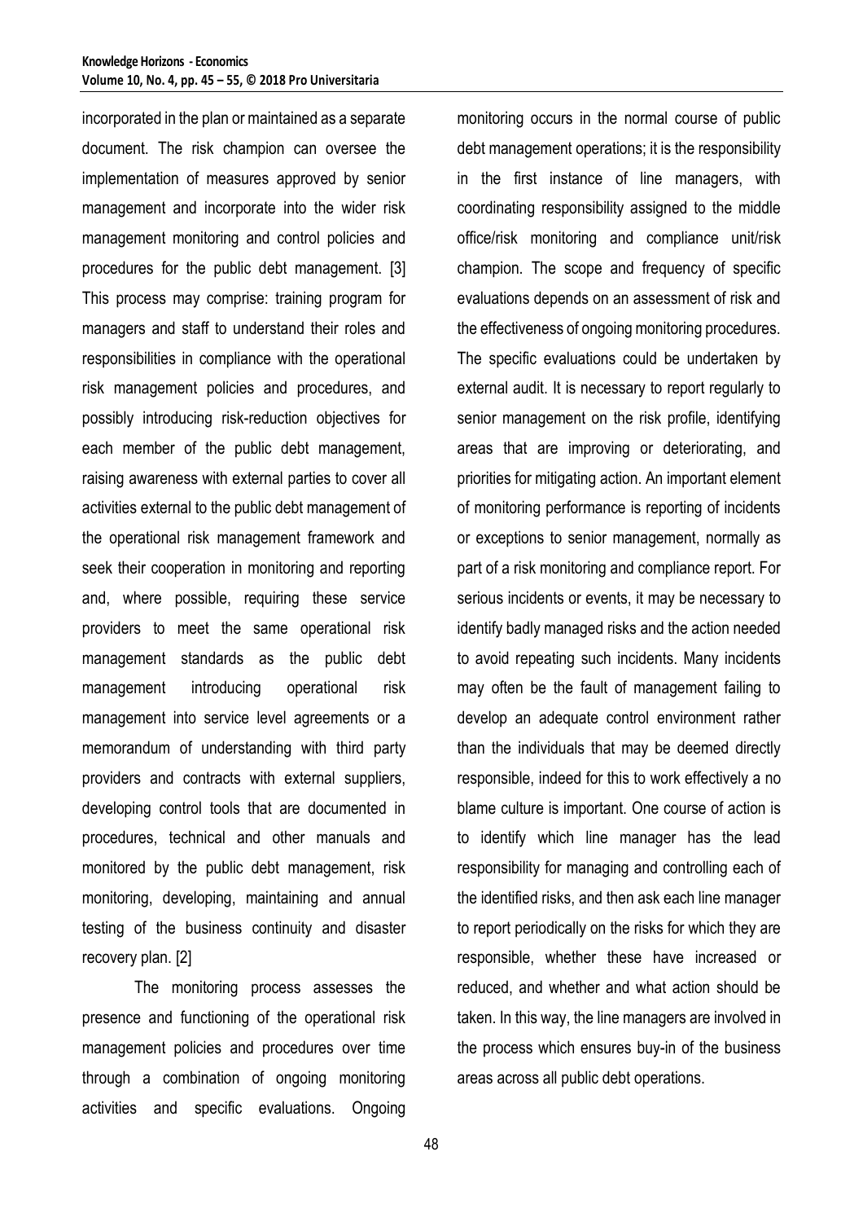incorporated in the plan or maintained as a separate document. The risk champion can oversee the implementation of measures approved by senior management and incorporate into the wider risk management monitoring and control policies and procedures for the public debt management. [3] This process may comprise: training program for managers and staff to understand their roles and responsibilities in compliance with the operational risk management policies and procedures, and possibly introducing risk-reduction objectives for each member of the public debt management, raising awareness with external parties to cover all activities external to the public debt management of the operational risk management framework and seek their cooperation in monitoring and reporting and, where possible, requiring these service providers to meet the same operational risk management standards as the public debt management introducing operational risk management into service level agreements or a memorandum of understanding with third party providers and contracts with external suppliers, developing control tools that are documented in procedures, technical and other manuals and monitored by the public debt management, risk monitoring, developing, maintaining and annual testing of the business continuity and disaster recovery plan. [2]

The monitoring process assesses the presence and functioning of the operational risk management policies and procedures over time through a combination of ongoing monitoring activities and specific evaluations. Ongoing monitoring occurs in the normal course of public debt management operations; it is the responsibility in the first instance of line managers, with coordinating responsibility assigned to the middle office/risk monitoring and compliance unit/risk champion. The scope and frequency of specific evaluations depends on an assessment of risk and the effectiveness of ongoing monitoring procedures. The specific evaluations could be undertaken by external audit. It is necessary to report regularly to senior management on the risk profile, identifying areas that are improving or deteriorating, and priorities for mitigating action. An important element of monitoring performance is reporting of incidents or exceptions to senior management, normally as part of a risk monitoring and compliance report. For serious incidents or events, it may be necessary to identify badly managed risks and the action needed to avoid repeating such incidents. Many incidents may often be the fault of management failing to develop an adequate control environment rather than the individuals that may be deemed directly responsible, indeed for this to work effectively a no blame culture is important. One course of action is to identify which line manager has the lead responsibility for managing and controlling each of the identified risks, and then ask each line manager to report periodically on the risks for which they are responsible, whether these have increased or reduced, and whether and what action should be taken. In this way, the line managers are involved in the process which ensures buy-in of the business areas across all public debt operations.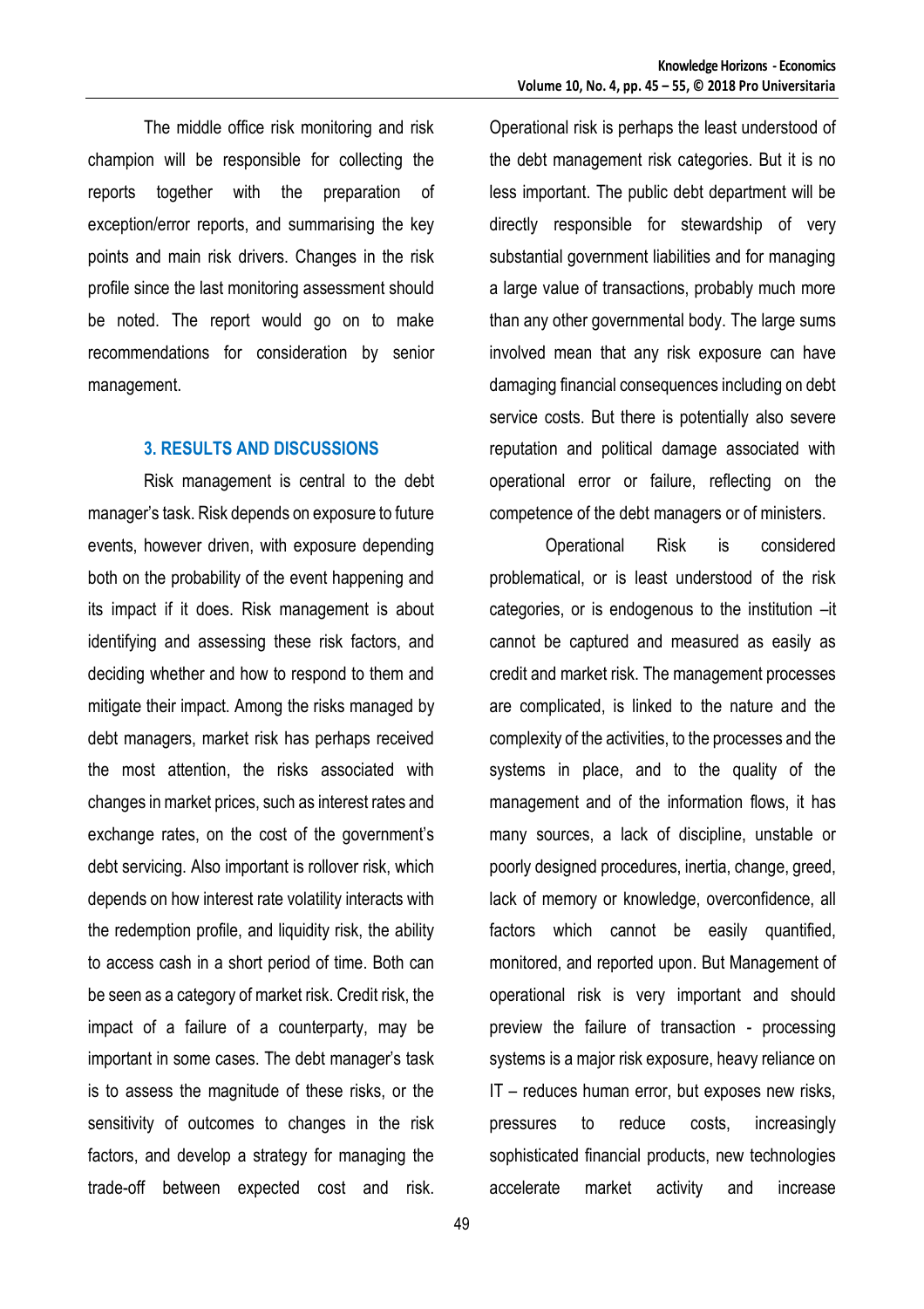The middle office risk monitoring and risk champion will be responsible for collecting the reports together with the preparation of exception/error reports, and summarising the key points and main risk drivers. Changes in the risk profile since the last monitoring assessment should be noted. The report would go on to make recommendations for consideration by senior management.

### 3. RESULTS AND DISCUSSIONS

Risk management is central to the debt manager's task. Risk depends on exposure to future events, however driven, with exposure depending both on the probability of the event happening and its impact if it does. Risk management is about identifying and assessing these risk factors, and deciding whether and how to respond to them and mitigate their impact. Among the risks managed by debt managers, market risk has perhaps received the most attention, the risks associated with changes in market prices, such as interest rates and exchange rates, on the cost of the government's debt servicing. Also important is rollover risk, which depends on how interest rate volatility interacts with the redemption profile, and liquidity risk, the ability to access cash in a short period of time. Both can be seen as a category of market risk. Credit risk, the impact of a failure of a counterparty, may be important in some cases. The debt manager's task is to assess the magnitude of these risks, or the sensitivity of outcomes to changes in the risk factors, and develop a strategy for managing the trade-off between expected cost and risk. Operational risk is perhaps the least understood of the debt management risk categories. But it is no less important. The public debt department will be directly responsible for stewardship of very substantial government liabilities and for managing a large value of transactions, probably much more than any other governmental body. The large sums involved mean that any risk exposure can have damaging financial consequences including on debt service costs. But there is potentially also severe reputation and political damage associated with operational error or failure, reflecting on the competence of the debt managers or of ministers.

Operational Risk is considered problematical, or is least understood of the risk categories, or is endogenous to the institution –it cannot be captured and measured as easily as credit and market risk. The management processes are complicated, is linked to the nature and the complexity of the activities, to the processes and the systems in place, and to the quality of the management and of the information flows, it has many sources, a lack of discipline, unstable or poorly designed procedures, inertia, change, greed, lack of memory or knowledge, overconfidence, all factors which cannot be easily quantified, monitored, and reported upon. But Management of operational risk is very important and should preview the failure of transaction - processing systems is a major risk exposure, heavy reliance on IT – reduces human error, but exposes new risks, pressures to reduce costs, increasingly sophisticated financial products, new technologies accelerate market activity and increase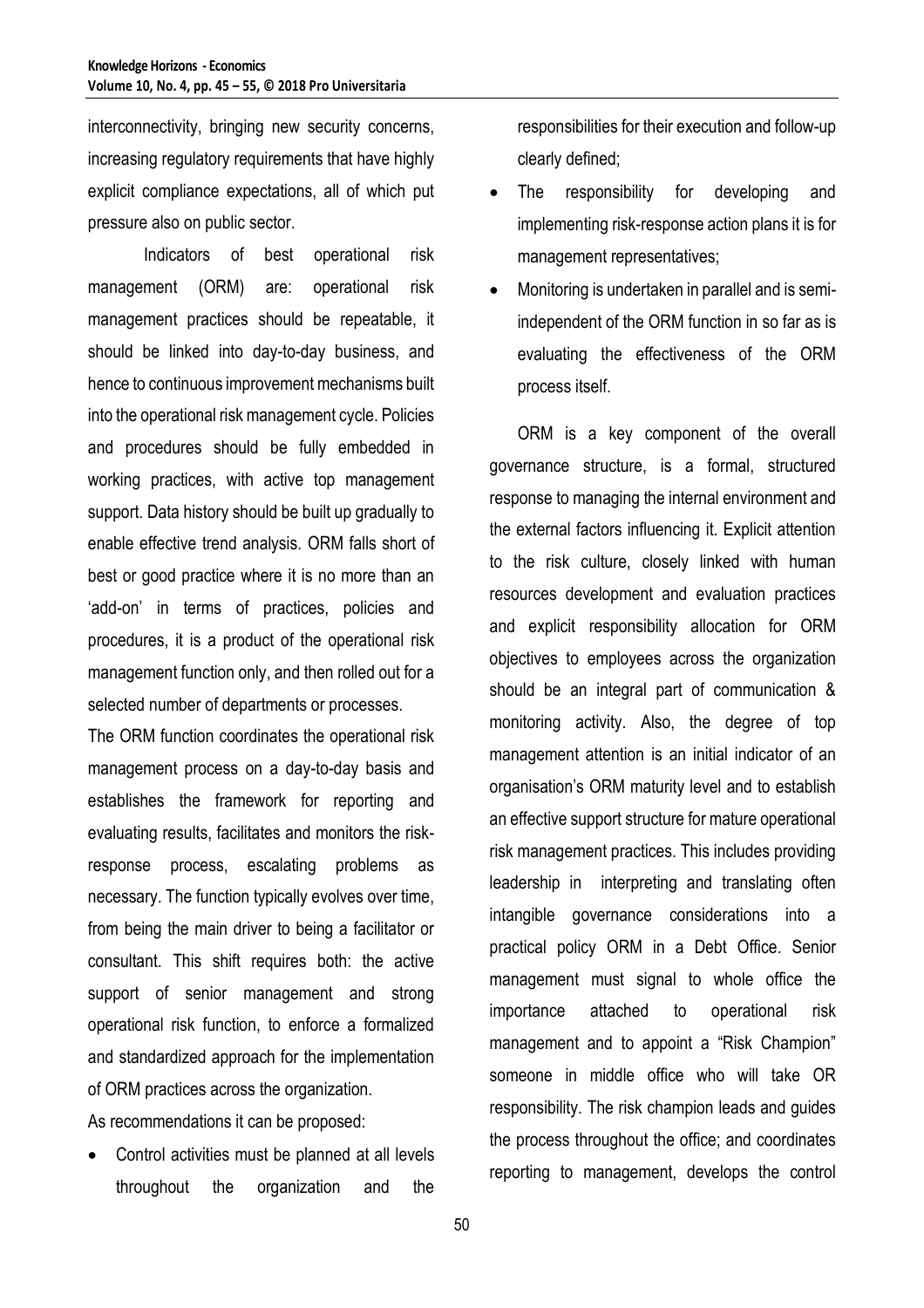interconnectivity, bringing new security concerns, increasing regulatory requirements that have highly explicit compliance expectations, all of which put pressure also on public sector.

Indicators of best operational risk management (ORM) are: operational risk management practices should be repeatable, it should be linked into day-to-day business, and hence to continuous improvement mechanisms built into the operational risk management cycle. Policies and procedures should be fully embedded in working practices, with active top management support. Data history should be built up gradually to enable effective trend analysis. ORM falls short of best or good practice where it is no more than an 'add-on' in terms of practices, policies and procedures, it is a product of the operational risk management function only, and then rolled out for a selected number of departments or processes.

The ORM function coordinates the operational risk management process on a day-to-day basis and establishes the framework for reporting and evaluating results, facilitates and monitors the risk-response process, escalating problems as necessary. The function typically evolves over time, from being the main driver to being a facilitator or consultant. This shift requires both: the active support of senior management and strong operational risk function, to enforce a formalized and standardized approach for the implementation of ORM practices across the organization.

As recommendations it can be proposed:

- Control activities must be planned at all levels throughout the organization and the responsibilities for their execution and follow-up clearly defined;
- The responsibility for developing and implementing risk-response action plans it is for management representatives;
- Monitoring is undertaken in parallel and is semi-independent of the ORM function in so far as is evaluating the effectiveness of the ORM process itself.

ORM is a key component of the overall governance structure, is a formal, structured response to managing the internal environment and the external factors influencing it. Explicit attention to the risk culture, closely linked with human resources development and evaluation practices and explicit responsibility allocation for ORM objectives to employees across the organization should be an integral part of communication & monitoring activity. Also, the degree of top management attention is an initial indicator of an organisation's ORM maturity level and to establish an effective support structure for mature operational risk management practices. This includes providing leadership in interpreting and translating often intangible governance considerations into a practical policy ORM in a Debt Office. Senior management must signal to whole office the importance attached to operational risk management and to appoint a "Risk Champion" someone in middle office who will take OR responsibility. The risk champion leads and guides the process throughout the office; and coordinates reporting to management, develops the control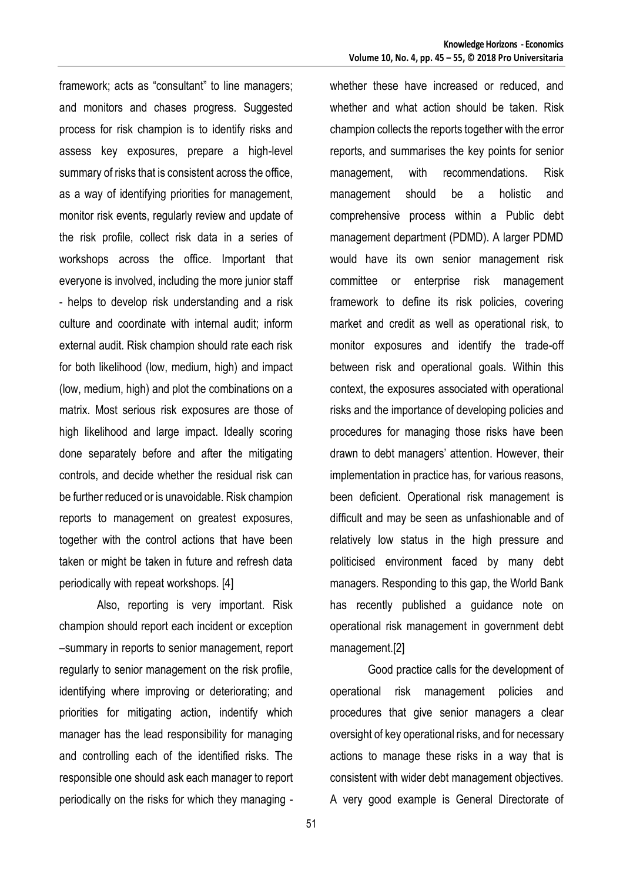framework; acts as "consultant" to line managers; and monitors and chases progress. Suggested process for risk champion is to identify risks and assess key exposures, prepare a high-level summary of risks that is consistent across the office, as a way of identifying priorities for management, monitor risk events, regularly review and update of the risk profile, collect risk data in a series of workshops across the office. Important that everyone is involved, including the more junior staff - helps to develop risk understanding and a risk culture and coordinate with internal audit; inform external audit. Risk champion should rate each risk for both likelihood (low, medium, high) and impact (low, medium, high) and plot the combinations on a matrix. Most serious risk exposures are those of high likelihood and large impact. Ideally scoring done separately before and after the mitigating controls, and decide whether the residual risk can be further reduced or is unavoidable. Risk champion reports to management on greatest exposures, together with the control actions that have been taken or might be taken in future and refresh data periodically with repeat workshops. [4]

Also, reporting is very important. Risk champion should report each incident or exception –summary in reports to senior management, report regularly to senior management on the risk profile, identifying where improving or deteriorating; and priorities for mitigating action, indentify which manager has the lead responsibility for managing and controlling each of the identified risks. The responsible one should ask each manager to report periodically on the risks for which they managing - whether these have increased or reduced, and whether and what action should be taken. Risk champion collects the reports together with the error reports, and summarises the key points for senior management, with recommendations. Risk management should be a holistic and comprehensive process within a Public debt management department (PDMD). A larger PDMD would have its own senior management risk committee or enterprise risk management framework to define its risk policies, covering market and credit as well as operational risk, to monitor exposures and identify the trade-off between risk and operational goals. Within this context, the exposures associated with operational risks and the importance of developing policies and procedures for managing those risks have been drawn to debt managers' attention. However, their implementation in practice has, for various reasons, been deficient. Operational risk management is difficult and may be seen as unfashionable and of relatively low status in the high pressure and politicised environment faced by many debt managers. Responding to this gap, the World Bank has recently published a guidance note on operational risk management in government debt management.[2]

Good practice calls for the development of operational risk management policies and procedures that give senior managers a clear oversight of key operational risks, and for necessary actions to manage these risks in a way that is consistent with wider debt management objectives. A very good example is General Directorate of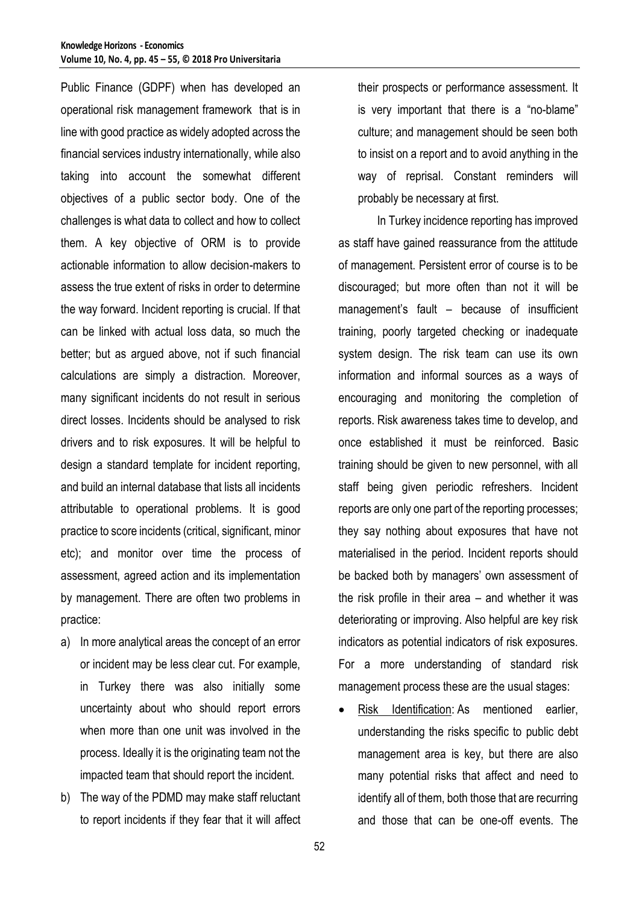Public Finance (GDPF) when has developed an operational risk management framework that is in line with good practice as widely adopted across the financial services industry internationally, while also taking into account the somewhat different objectives of a public sector body. One of the challenges is what data to collect and how to collect them. A key objective of ORM is to provide actionable information to allow decision-makers to assess the true extent of risks in order to determine the way forward. Incident reporting is crucial. If that can be linked with actual loss data, so much the better; but as argued above, not if such financial calculations are simply a distraction. Moreover, many significant incidents do not result in serious direct losses. Incidents should be analysed to risk drivers and to risk exposures. It will be helpful to design a standard template for incident reporting, and build an internal database that lists all incidents attributable to operational problems. It is good practice to score incidents (critical, significant, minor etc); and monitor over time the process of assessment, agreed action and its implementation by management. There are often two problems in practice:

a) In more analytical areas the concept of an error or incident may be less clear cut. For example, in Turkey there was also initially some uncertainty about who should report errors when more than one unit was involved in the process. Ideally it is the originating team not the impacted team that should report the incident.
b) The way of the PDMD may make staff reluctant to report incidents if they fear that it will affect their prospects or performance assessment. It is very important that there is a "no-blame" culture; and management should be seen both to insist on a report and to avoid anything in the way of reprisal. Constant reminders will probably be necessary at first.

In Turkey incidence reporting has improved as staff have gained reassurance from the attitude of management. Persistent error of course is to be discouraged; but more often than not it will be management's fault – because of insufficient training, poorly targeted checking or inadequate system design. The risk team can use its own information and informal sources as a ways of encouraging and monitoring the completion of reports. Risk awareness takes time to develop, and once established it must be reinforced. Basic training should be given to new personnel, with all staff being given periodic refreshers. Incident reports are only one part of the reporting processes; they say nothing about exposures that have not materialised in the period. Incident reports should be backed both by managers' own assessment of the risk profile in their area – and whether it was deteriorating or improving. Also helpful are key risk indicators as potential indicators of risk exposures. For a more understanding of standard risk management process these are the usual stages:

- Risk Identification: As mentioned earlier, understanding the risks specific to public debt management area is key, but there are also many potential risks that affect and need to identify all of them, both those that are recurring and those that can be one-off events. The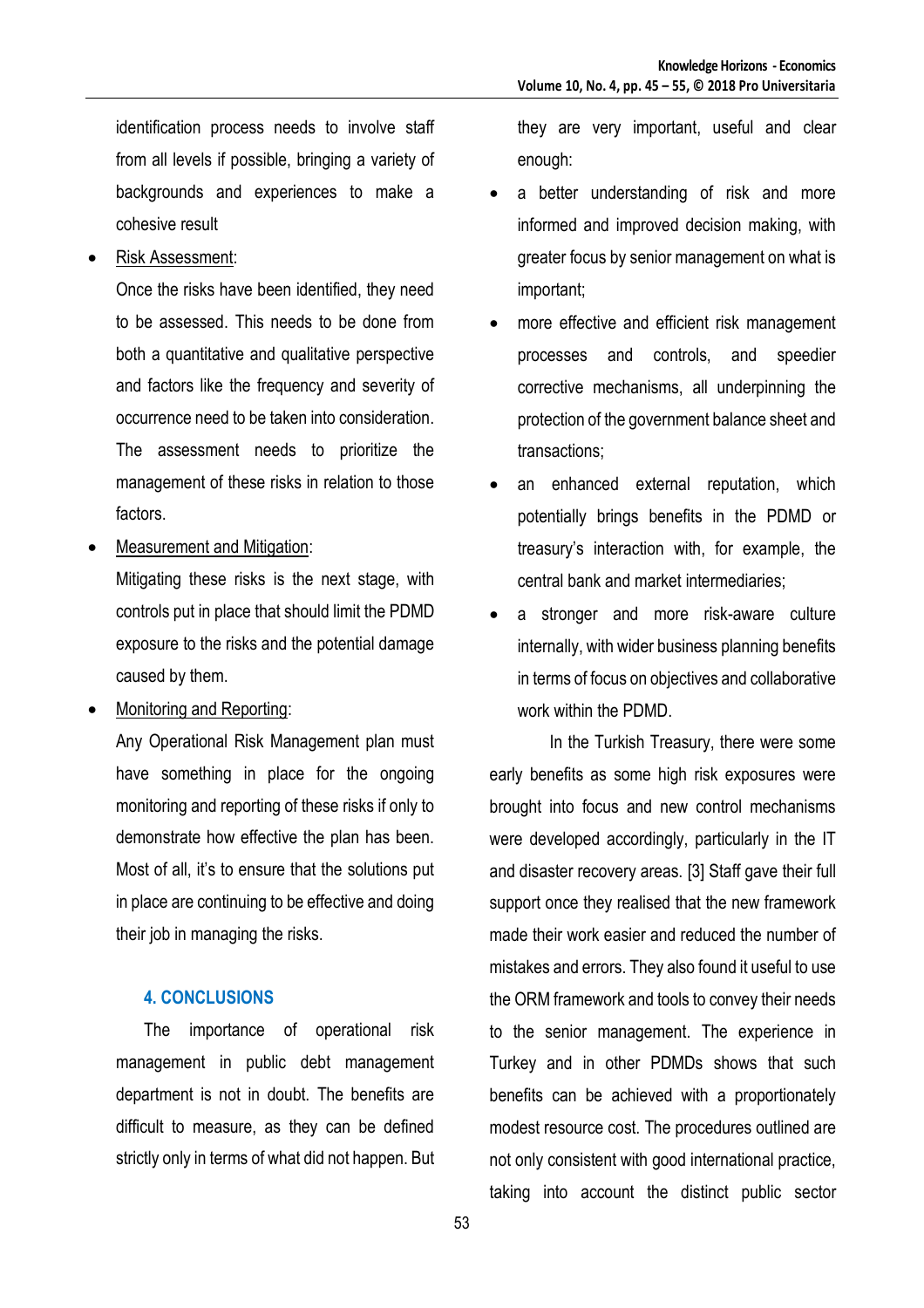identification process needs to involve staff from all levels if possible, bringing a variety of backgrounds and experiences to make a cohesive result

- <u>Risk Assessment</u>:
  Once the risks have been identified, they need to be assessed. This needs to be done from both a quantitative and qualitative perspective and factors like the frequency and severity of occurrence need to be taken into consideration. The assessment needs to prioritize the management of these risks in relation to those factors.
- <u>Measurement and Mitigation</u>:
  Mitigating these risks is the next stage, with controls put in place that should limit the PDMD exposure to the risks and the potential damage caused by them.
- <u>Monitoring and Reporting</u>:
  Any Operational Risk Management plan must have something in place for the ongoing monitoring and reporting of these risks if only to demonstrate how effective the plan has been. Most of all, it's to ensure that the solutions put in place are continuing to be effective and doing their job in managing the risks.

## 4. CONCLUSIONS

The importance of operational risk management in public debt management department is not in doubt. The benefits are difficult to measure, as they can be defined strictly only in terms of what did not happen. But they are very important, useful and clear enough:

- a better understanding of risk and more informed and improved decision making, with greater focus by senior management on what is important;
- more effective and efficient risk management processes and controls, and speedier corrective mechanisms, all underpinning the protection of the government balance sheet and transactions;
- an enhanced external reputation, which potentially brings benefits in the PDMD or treasury's interaction with, for example, the central bank and market intermediaries;
- a stronger and more risk-aware culture internally, with wider business planning benefits in terms of focus on objectives and collaborative work within the PDMD.

In the Turkish Treasury, there were some early benefits as some high risk exposures were brought into focus and new control mechanisms were developed accordingly, particularly in the IT and disaster recovery areas. [3] Staff gave their full support once they realised that the new framework made their work easier and reduced the number of mistakes and errors. They also found it useful to use the ORM framework and tools to convey their needs to the senior management. The experience in Turkey and in other PDMDs shows that such benefits can be achieved with a proportionately modest resource cost. The procedures outlined are not only consistent with good international practice, taking into account the distinct public sector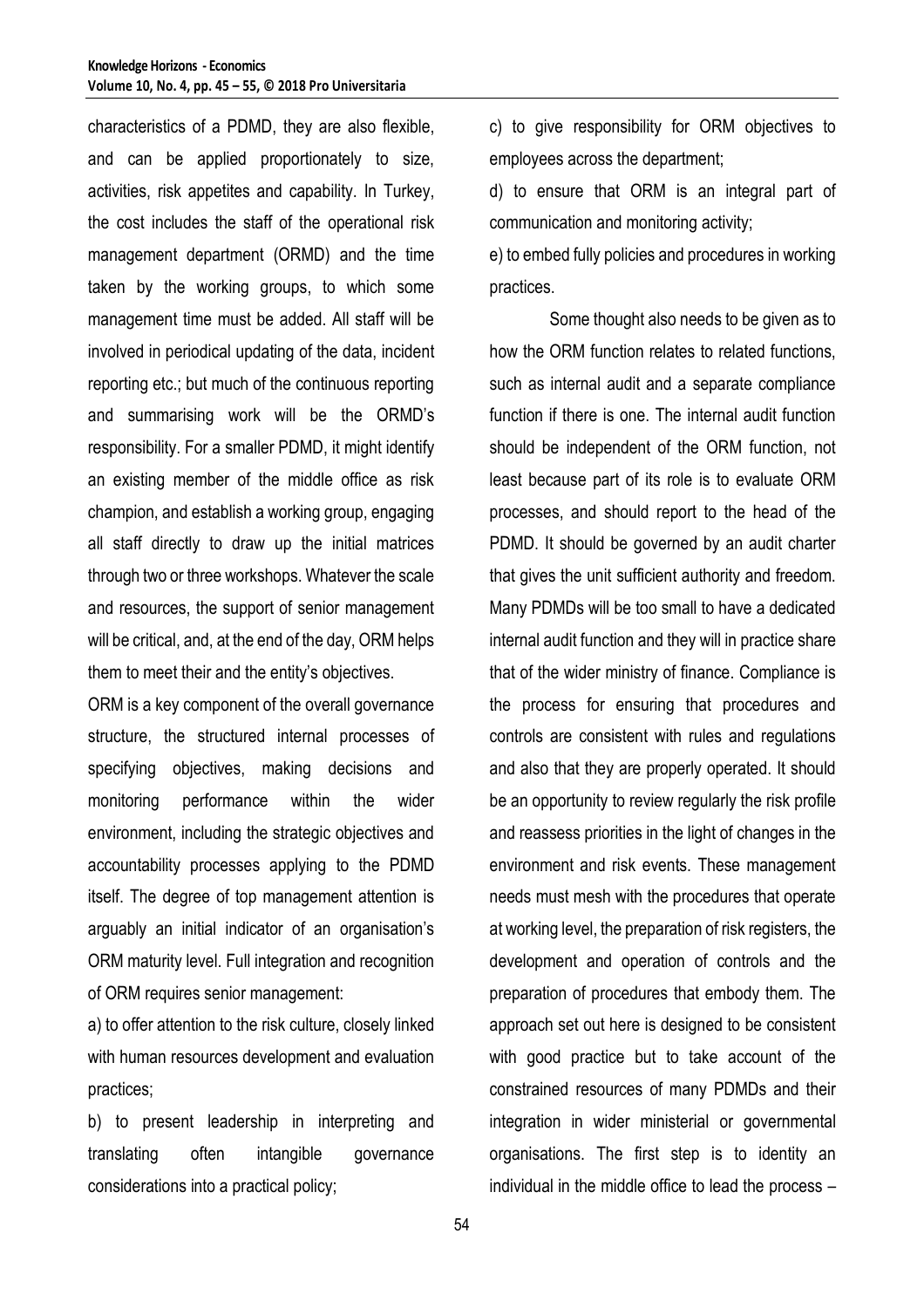characteristics of a PDMD, they are also flexible, and can be applied proportionately to size, activities, risk appetites and capability. In Turkey, the cost includes the staff of the operational risk management department (ORMD) and the time taken by the working groups, to which some management time must be added. All staff will be involved in periodical updating of the data, incident reporting etc.; but much of the continuous reporting and summarising work will be the ORMD's responsibility. For a smaller PDMD, it might identify an existing member of the middle office as risk champion, and establish a working group, engaging all staff directly to draw up the initial matrices through two or three workshops. Whatever the scale and resources, the support of senior management will be critical, and, at the end of the day, ORM helps them to meet their and the entity's objectives.

ORM is a key component of the overall governance structure, the structured internal processes of specifying objectives, making decisions and monitoring performance within the wider environment, including the strategic objectives and accountability processes applying to the PDMD itself. The degree of top management attention is arguably an initial indicator of an organisation's ORM maturity level. Full integration and recognition of ORM requires senior management:

a) to offer attention to the risk culture, closely linked with human resources development and evaluation practices;

b) to present leadership in interpreting and translating often intangible governance considerations into a practical policy;

c) to give responsibility for ORM objectives to employees across the department;

d) to ensure that ORM is an integral part of communication and monitoring activity;

e) to embed fully policies and procedures in working practices.

Some thought also needs to be given as to how the ORM function relates to related functions, such as internal audit and a separate compliance function if there is one. The internal audit function should be independent of the ORM function, not least because part of its role is to evaluate ORM processes, and should report to the head of the PDMD. It should be governed by an audit charter that gives the unit sufficient authority and freedom. Many PDMDs will be too small to have a dedicated internal audit function and they will in practice share that of the wider ministry of finance. Compliance is the process for ensuring that procedures and controls are consistent with rules and regulations and also that they are properly operated. It should be an opportunity to review regularly the risk profile and reassess priorities in the light of changes in the environment and risk events. These management needs must mesh with the procedures that operate at working level, the preparation of risk registers, the development and operation of controls and the preparation of procedures that embody them. The approach set out here is designed to be consistent with good practice but to take account of the constrained resources of many PDMDs and their integration in wider ministerial or governmental organisations. The first step is to identity an individual in the middle office to lead the process –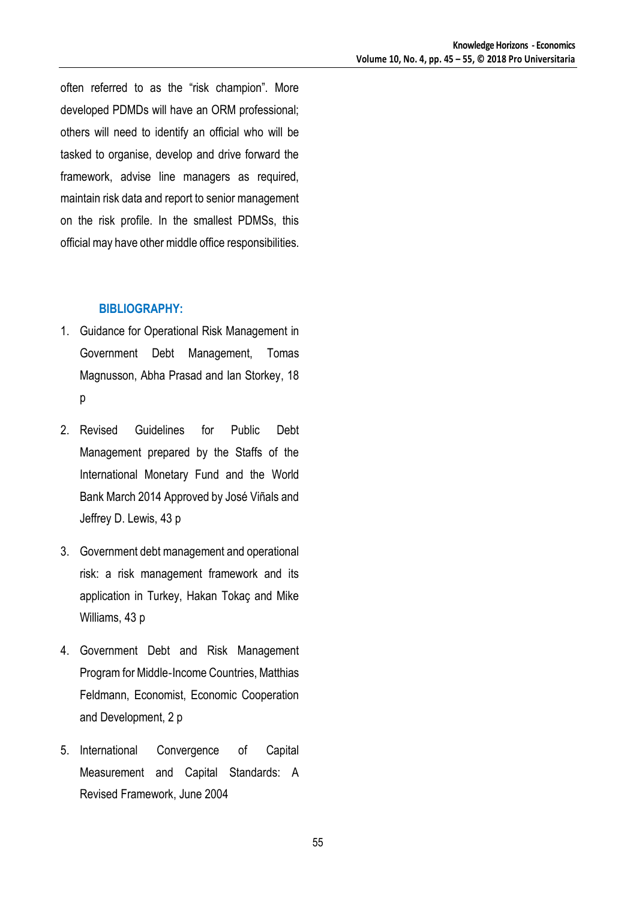often referred to as the "risk champion". More developed PDMDs will have an ORM professional; others will need to identify an official who will be tasked to organise, develop and drive forward the framework, advise line managers as required, maintain risk data and report to senior management on the risk profile. In the smallest PDMSs, this official may have other middle office responsibilities.

## BIBLIOGRAPHY:

1. Guidance for Operational Risk Management in Government Debt Management, Tomas Magnusson, Abha Prasad and Ian Storkey, 18 p
2. Revised Guidelines for Public Debt Management prepared by the Staffs of the International Monetary Fund and the World Bank March 2014 Approved by José Viñals and Jeffrey D. Lewis, 43 p
3. Government debt management and operational risk: a risk management framework and its application in Turkey, Hakan Tokaç and Mike Williams, 43 p
4. Government Debt and Risk Management Program for Middle-Income Countries, Matthias Feldmann, Economist, Economic Cooperation and Development, 2 p
5. International Convergence of Capital Measurement and Capital Standards: A Revised Framework, June 2004